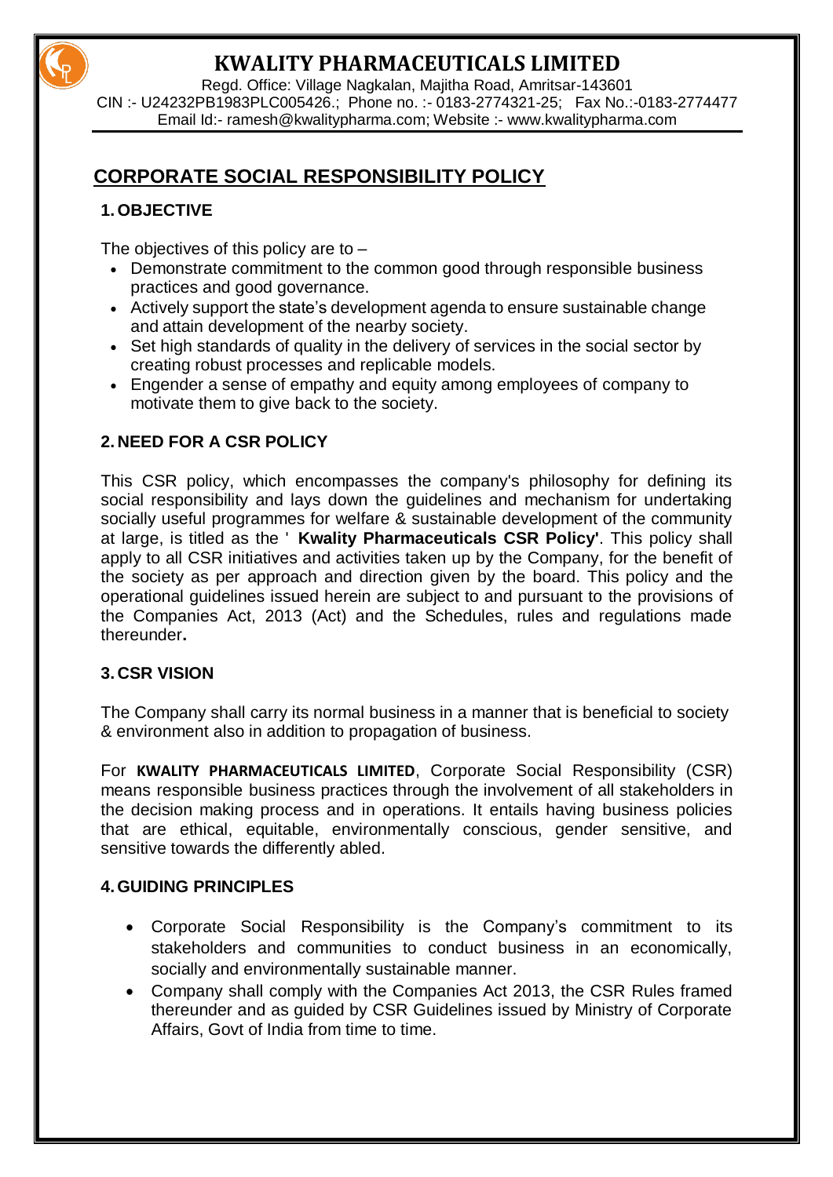# KWALITY PHARMACEUTICALS LIMITED

Regd. Office: Village Nagkalan, Majitha Road, Amritsar-143601
CIN :- U24232PB1983PLC005426.; Phone no. :- 0183-2774321-25; Fax No.:-0183-2774477
Email Id:- ramesh@kwalitypharma.com; Website :- www.kwalitypharma.com

## CORPORATE SOCIAL RESPONSIBILITY POLICY

### 1. OBJECTIVE

The objectives of this policy are to –

- Demonstrate commitment to the common good through responsible business practices and good governance.
- Actively support the state's development agenda to ensure sustainable change and attain development of the nearby society.
- Set high standards of quality in the delivery of services in the social sector by creating robust processes and replicable models.
- Engender a sense of empathy and equity among employees of company to motivate them to give back to the society.

### 2. NEED FOR A CSR POLICY

This CSR policy, which encompasses the company's philosophy for defining its social responsibility and lays down the guidelines and mechanism for undertaking socially useful programmes for welfare & sustainable development of the community at large, is titled as the ' **Kwality Pharmaceuticals CSR Policy'**. This policy shall apply to all CSR initiatives and activities taken up by the Company, for the benefit of the society as per approach and direction given by the board. This policy and the operational guidelines issued herein are subject to and pursuant to the provisions of the Companies Act, 2013 (Act) and the Schedules, rules and regulations made thereunder**.**

### 3. CSR VISION

The Company shall carry its normal business in a manner that is beneficial to society & environment also in addition to propagation of business.

For **KWALITY PHARMACEUTICALS LIMITED**, Corporate Social Responsibility (CSR) means responsible business practices through the involvement of all stakeholders in the decision making process and in operations. It entails having business policies that are ethical, equitable, environmentally conscious, gender sensitive, and sensitive towards the differently abled.

### 4. GUIDING PRINCIPLES

- Corporate Social Responsibility is the Company's commitment to its stakeholders and communities to conduct business in an economically, socially and environmentally sustainable manner.
- Company shall comply with the Companies Act 2013, the CSR Rules framed thereunder and as guided by CSR Guidelines issued by Ministry of Corporate Affairs, Govt of India from time to time.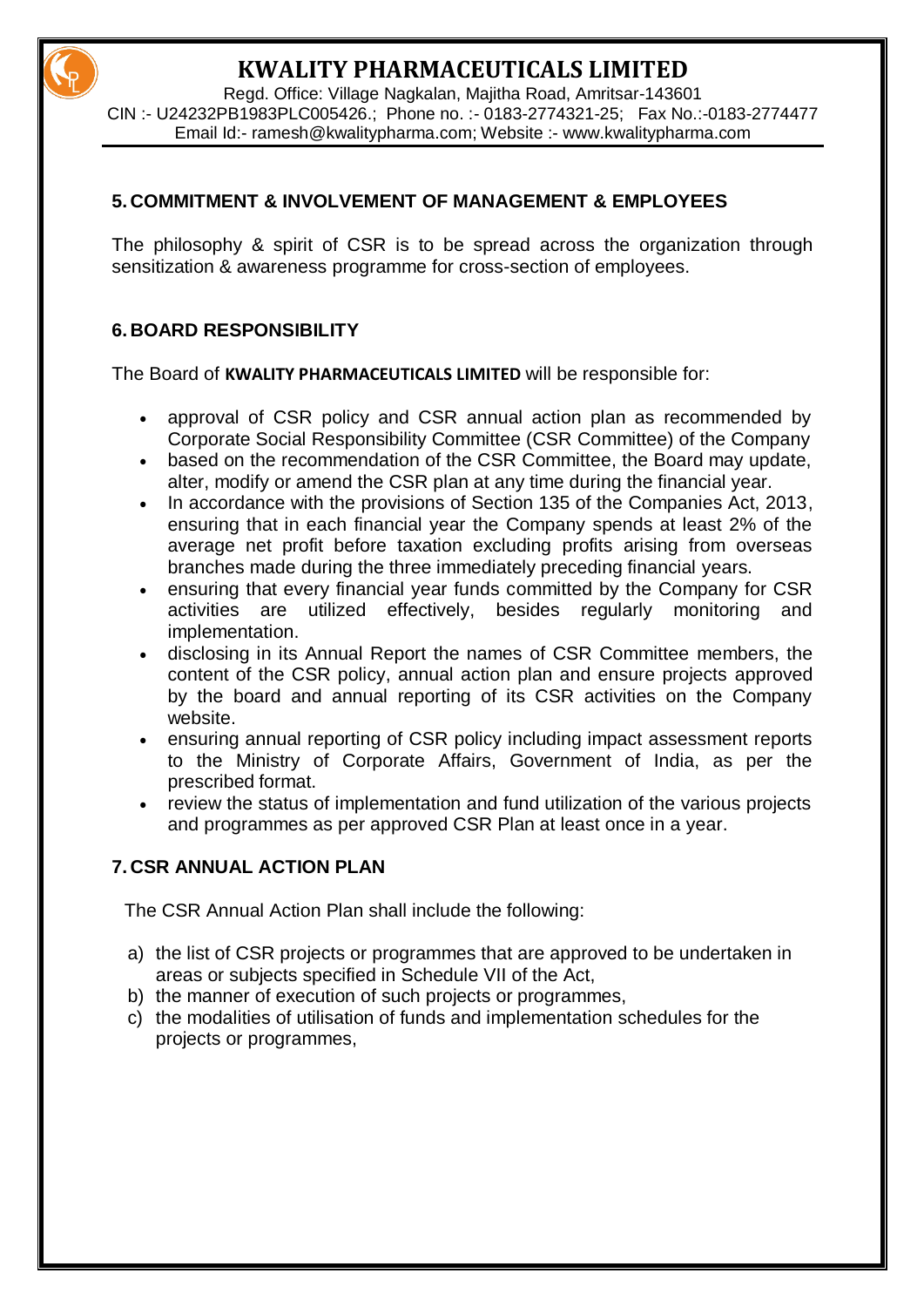## 5. COMMITMENT & INVOLVEMENT OF MANAGEMENT & EMPLOYEES

The philosophy & spirit of CSR is to be spread across the organization through sensitization & awareness programme for cross-section of employees.

## 6. BOARD RESPONSIBILITY

The Board of **KWALITY PHARMACEUTICALS LIMITED** will be responsible for:

- approval of CSR policy and CSR annual action plan as recommended by Corporate Social Responsibility Committee (CSR Committee) of the Company
- based on the recommendation of the CSR Committee, the Board may update, alter, modify or amend the CSR plan at any time during the financial year.
- In accordance with the provisions of Section 135 of the Companies Act, 2013, ensuring that in each financial year the Company spends at least 2% of the average net profit before taxation excluding profits arising from overseas branches made during the three immediately preceding financial years.
- ensuring that every financial year funds committed by the Company for CSR activities are utilized effectively, besides regularly monitoring and implementation.
- disclosing in its Annual Report the names of CSR Committee members, the content of the CSR policy, annual action plan and ensure projects approved by the board and annual reporting of its CSR activities on the Company website.
- ensuring annual reporting of CSR policy including impact assessment reports to the Ministry of Corporate Affairs, Government of India, as per the prescribed format.
- review the status of implementation and fund utilization of the various projects and programmes as per approved CSR Plan at least once in a year.

## 7. CSR ANNUAL ACTION PLAN

The CSR Annual Action Plan shall include the following:

a) the list of CSR projects or programmes that are approved to be undertaken in areas or subjects specified in Schedule VII of the Act,
b) the manner of execution of such projects or programmes,
c) the modalities of utilisation of funds and implementation schedules for the projects or programmes,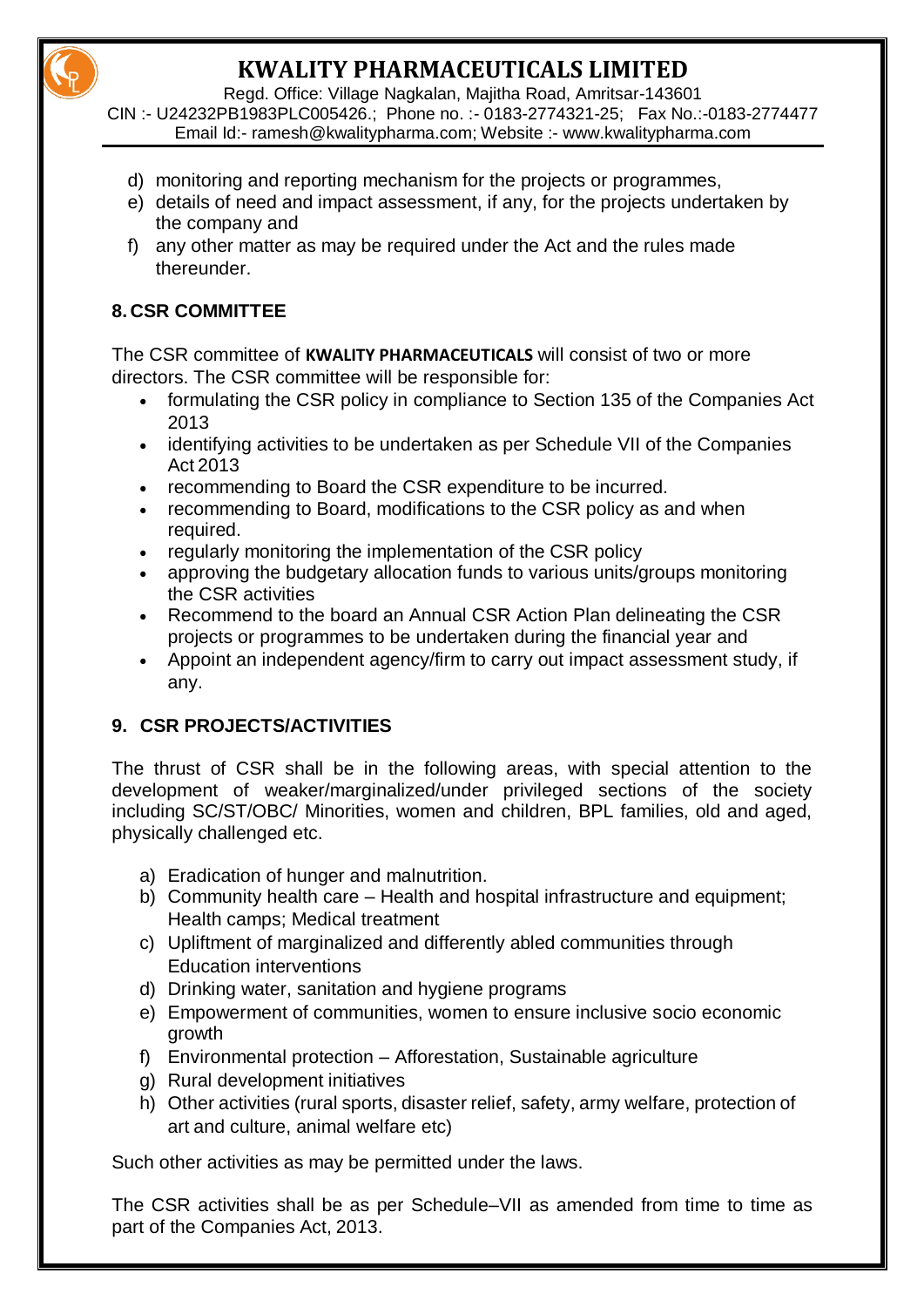d) monitoring and reporting mechanism for the projects or programmes,
e) details of need and impact assessment, if any, for the projects undertaken by the company and
f) any other matter as may be required under the Act and the rules made thereunder.

## 8. CSR COMMITTEE

The CSR committee of **KWALITY PHARMACEUTICALS** will consist of two or more directors. The CSR committee will be responsible for:

- formulating the CSR policy in compliance to Section 135 of the Companies Act 2013
- identifying activities to be undertaken as per Schedule VII of the Companies Act 2013
- recommending to Board the CSR expenditure to be incurred.
- recommending to Board, modifications to the CSR policy as and when required.
- regularly monitoring the implementation of the CSR policy
- approving the budgetary allocation funds to various units/groups monitoring the CSR activities
- Recommend to the board an Annual CSR Action Plan delineating the CSR projects or programmes to be undertaken during the financial year and
- Appoint an independent agency/firm to carry out impact assessment study, if any.

## 9. CSR PROJECTS/ACTIVITIES

The thrust of CSR shall be in the following areas, with special attention to the development of weaker/marginalized/under privileged sections of the society including SC/ST/OBC/ Minorities, women and children, BPL families, old and aged, physically challenged etc.

a) Eradication of hunger and malnutrition.
b) Community health care – Health and hospital infrastructure and equipment; Health camps; Medical treatment
c) Upliftment of marginalized and differently abled communities through Education interventions
d) Drinking water, sanitation and hygiene programs
e) Empowerment of communities, women to ensure inclusive socio economic growth
f) Environmental protection – Afforestation, Sustainable agriculture
g) Rural development initiatives
h) Other activities (rural sports, disaster relief, safety, army welfare, protection of art and culture, animal welfare etc)

Such other activities as may be permitted under the laws.

The CSR activities shall be as per Schedule–VII as amended from time to time as part of the Companies Act, 2013.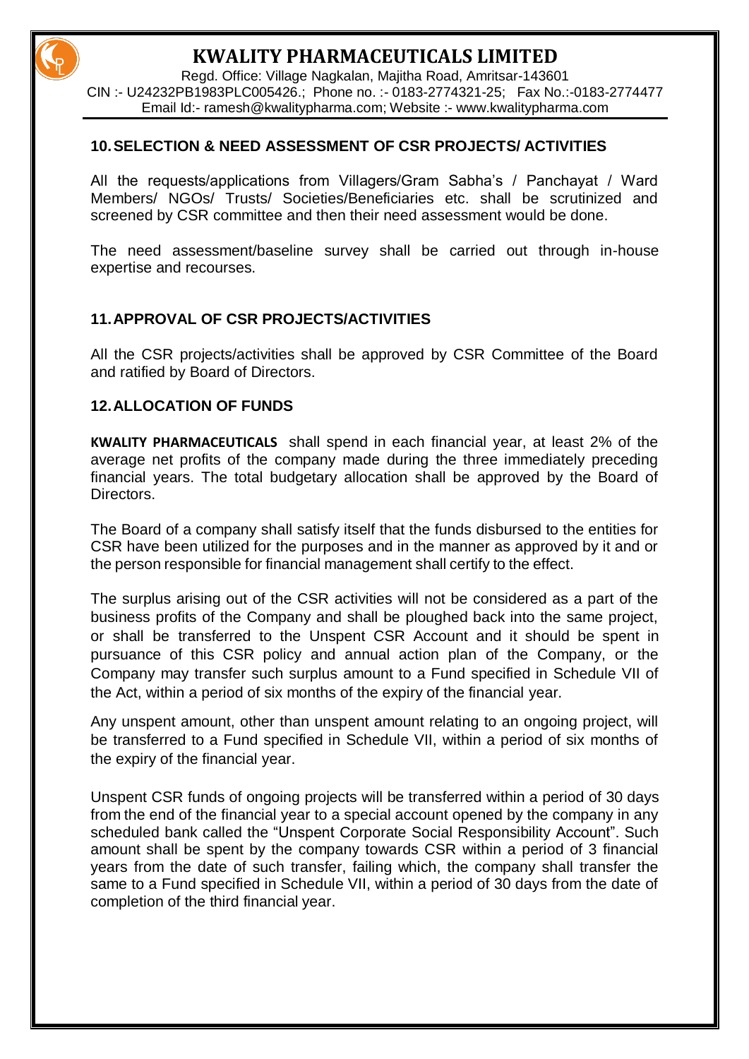## 10. SELECTION & NEED ASSESSMENT OF CSR PROJECTS/ ACTIVITIES

All the requests/applications from Villagers/Gram Sabha's / Panchayat / Ward Members/ NGOs/ Trusts/ Societies/Beneficiaries etc. shall be scrutinized and screened by CSR committee and then their need assessment would be done.

The need assessment/baseline survey shall be carried out through in-house expertise and recourses.

## 11. APPROVAL OF CSR PROJECTS/ACTIVITIES

All the CSR projects/activities shall be approved by CSR Committee of the Board and ratified by Board of Directors.

## 12. ALLOCATION OF FUNDS

**KWALITY PHARMACEUTICALS** shall spend in each financial year, at least 2% of the average net profits of the company made during the three immediately preceding financial years. The total budgetary allocation shall be approved by the Board of Directors.

The Board of a company shall satisfy itself that the funds disbursed to the entities for CSR have been utilized for the purposes and in the manner as approved by it and or the person responsible for financial management shall certify to the effect.

The surplus arising out of the CSR activities will not be considered as a part of the business profits of the Company and shall be ploughed back into the same project, or shall be transferred to the Unspent CSR Account and it should be spent in pursuance of this CSR policy and annual action plan of the Company, or the Company may transfer such surplus amount to a Fund specified in Schedule VII of the Act, within a period of six months of the expiry of the financial year.

Any unspent amount, other than unspent amount relating to an ongoing project, will be transferred to a Fund specified in Schedule VII, within a period of six months of the expiry of the financial year.

Unspent CSR funds of ongoing projects will be transferred within a period of 30 days from the end of the financial year to a special account opened by the company in any scheduled bank called the "Unspent Corporate Social Responsibility Account". Such amount shall be spent by the company towards CSR within a period of 3 financial years from the date of such transfer, failing which, the company shall transfer the same to a Fund specified in Schedule VII, within a period of 30 days from the date of completion of the third financial year.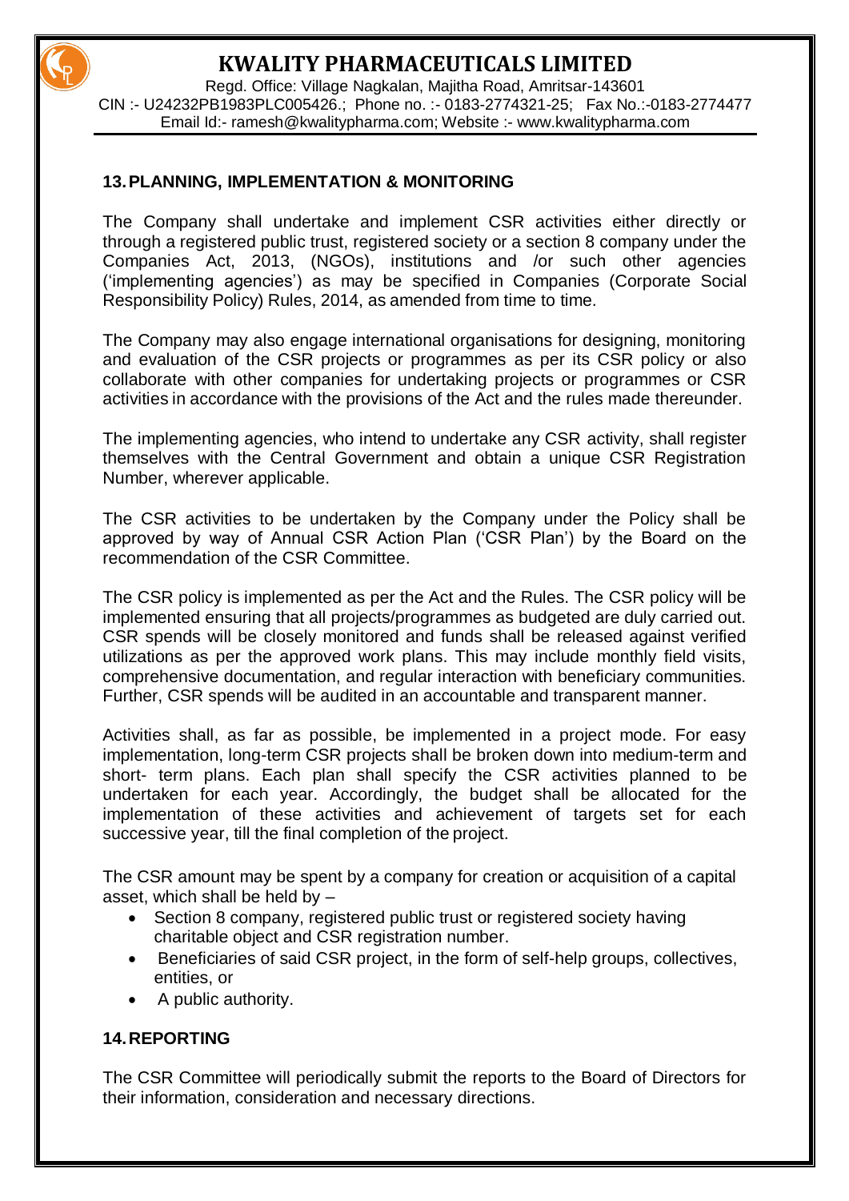## 13. PLANNING, IMPLEMENTATION & MONITORING

The Company shall undertake and implement CSR activities either directly or through a registered public trust, registered society or a section 8 company under the Companies Act, 2013, (NGOs), institutions and /or such other agencies ('implementing agencies') as may be specified in Companies (Corporate Social Responsibility Policy) Rules, 2014, as amended from time to time.

The Company may also engage international organisations for designing, monitoring and evaluation of the CSR projects or programmes as per its CSR policy or also collaborate with other companies for undertaking projects or programmes or CSR activities in accordance with the provisions of the Act and the rules made thereunder.

The implementing agencies, who intend to undertake any CSR activity, shall register themselves with the Central Government and obtain a unique CSR Registration Number, wherever applicable.

The CSR activities to be undertaken by the Company under the Policy shall be approved by way of Annual CSR Action Plan ('CSR Plan') by the Board on the recommendation of the CSR Committee.

The CSR policy is implemented as per the Act and the Rules. The CSR policy will be implemented ensuring that all projects/programmes as budgeted are duly carried out. CSR spends will be closely monitored and funds shall be released against verified utilizations as per the approved work plans. This may include monthly field visits, comprehensive documentation, and regular interaction with beneficiary communities. Further, CSR spends will be audited in an accountable and transparent manner.

Activities shall, as far as possible, be implemented in a project mode. For easy implementation, long-term CSR projects shall be broken down into medium-term and short- term plans. Each plan shall specify the CSR activities planned to be undertaken for each year. Accordingly, the budget shall be allocated for the implementation of these activities and achievement of targets set for each successive year, till the final completion of the project.

The CSR amount may be spent by a company for creation or acquisition of a capital asset, which shall be held by –

- Section 8 company, registered public trust or registered society having charitable object and CSR registration number.
- Beneficiaries of said CSR project, in the form of self-help groups, collectives, entities, or
- A public authority.

## 14. REPORTING

The CSR Committee will periodically submit the reports to the Board of Directors for their information, consideration and necessary directions.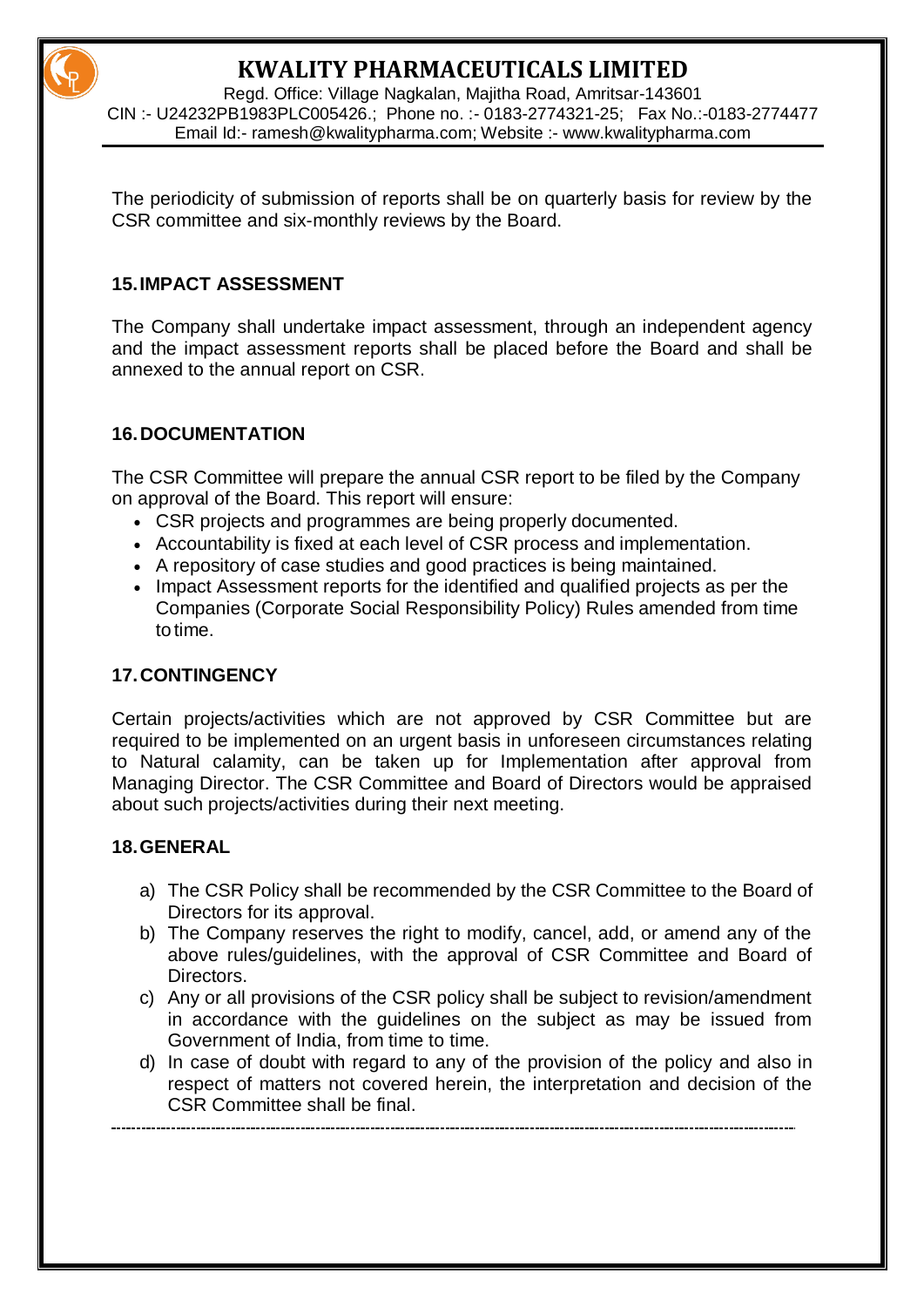The periodicity of submission of reports shall be on quarterly basis for review by the CSR committee and six-monthly reviews by the Board.

## 15. IMPACT ASSESSMENT

The Company shall undertake impact assessment, through an independent agency and the impact assessment reports shall be placed before the Board and shall be annexed to the annual report on CSR.

## 16. DOCUMENTATION

The CSR Committee will prepare the annual CSR report to be filed by the Company on approval of the Board. This report will ensure:

- CSR projects and programmes are being properly documented.
- Accountability is fixed at each level of CSR process and implementation.
- A repository of case studies and good practices is being maintained.
- Impact Assessment reports for the identified and qualified projects as per the Companies (Corporate Social Responsibility Policy) Rules amended from time to time.

## 17. CONTINGENCY

Certain projects/activities which are not approved by CSR Committee but are required to be implemented on an urgent basis in unforeseen circumstances relating to Natural calamity, can be taken up for Implementation after approval from Managing Director. The CSR Committee and Board of Directors would be appraised about such projects/activities during their next meeting.

## 18. GENERAL

a) The CSR Policy shall be recommended by the CSR Committee to the Board of Directors for its approval.
b) The Company reserves the right to modify, cancel, add, or amend any of the above rules/guidelines, with the approval of CSR Committee and Board of Directors.
c) Any or all provisions of the CSR policy shall be subject to revision/amendment in accordance with the guidelines on the subject as may be issued from Government of India, from time to time.
d) In case of doubt with regard to any of the provision of the policy and also in respect of matters not covered herein, the interpretation and decision of the CSR Committee shall be final.